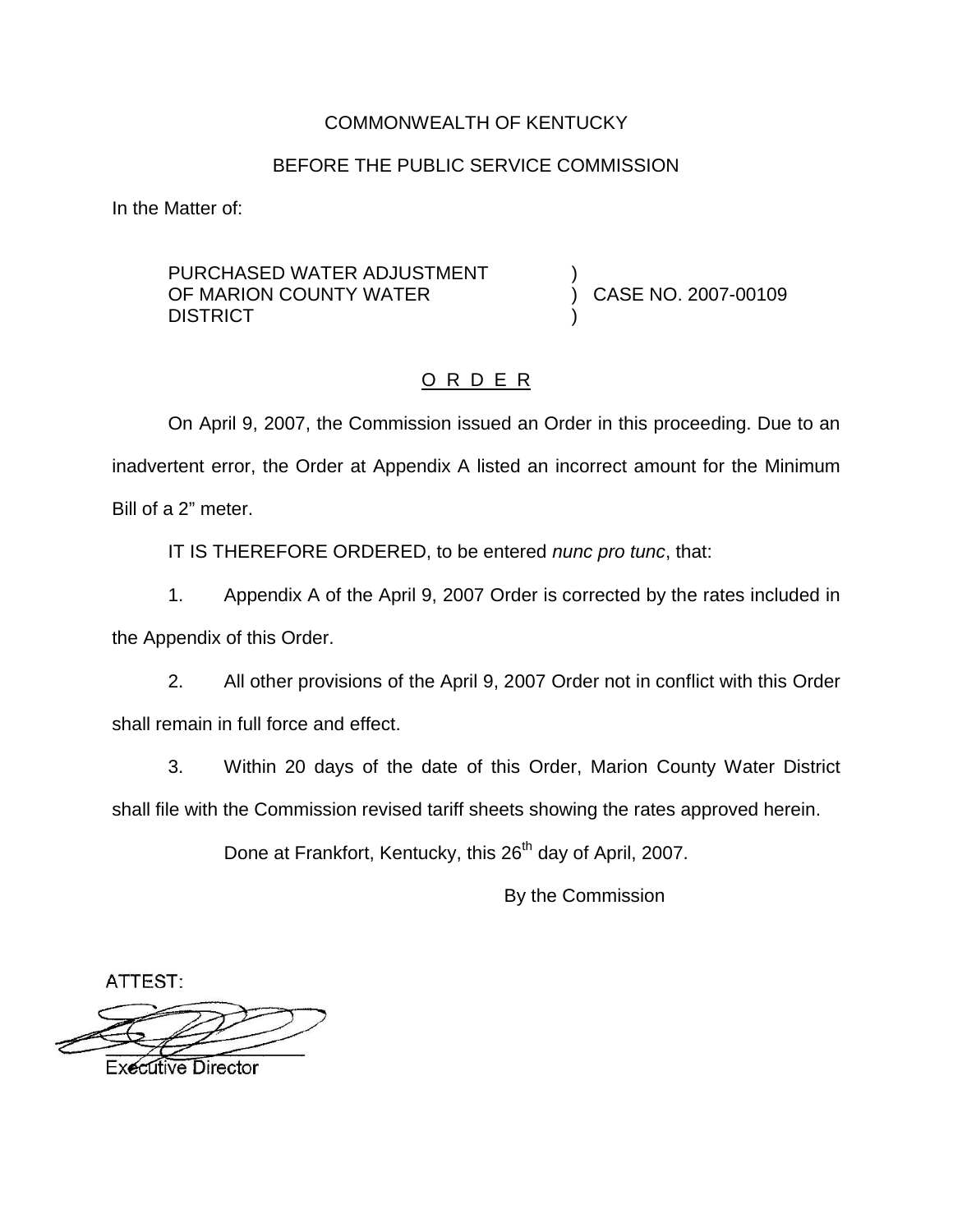COMMONWEALTH OF KENTUCKY

BEFORE THE PUBLIC SERVICE COMMISSION

In the Matter of:

| | | |
|---|---|---|
| PURCHASED WATER ADJUSTMENT OF MARION COUNTY WATER DISTRICT | ) ) ) | CASE NO. 2007-00109 |

## O R D E R

On April 9, 2007, the Commission issued an Order in this proceeding. Due to an inadvertent error, the Order at Appendix A listed an incorrect amount for the Minimum Bill of a 2" meter.

IT IS THEREFORE ORDERED, to be entered *nunc pro tunc*, that:

1. Appendix A of the April 9, 2007 Order is corrected by the rates included in the Appendix of this Order.

2. All other provisions of the April 9, 2007 Order not in conflict with this Order shall remain in full force and effect.

3. Within 20 days of the date of this Order, Marion County Water District shall file with the Commission revised tariff sheets showing the rates approved herein.

Done at Frankfort, Kentucky, this 26th day of April, 2007.

By the Commission

ATTEST:

Executive Director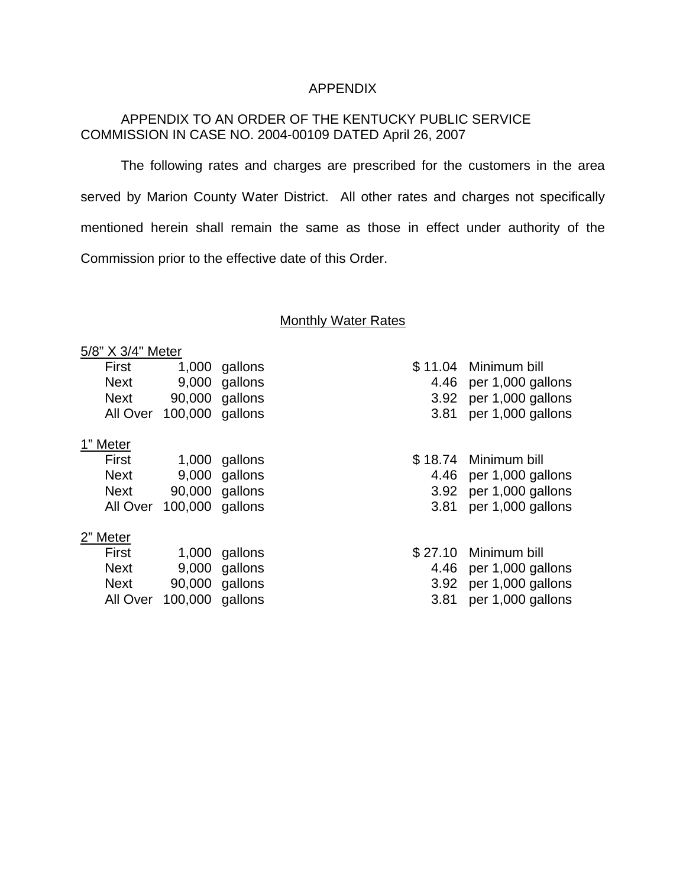# APPENDIX

APPENDIX TO AN ORDER OF THE KENTUCKY PUBLIC SERVICE COMMISSION IN CASE NO. 2004-00109 DATED April 26, 2007

The following rates and charges are prescribed for the customers in the area served by Marion County Water District. All other rates and charges not specifically mentioned herein shall remain the same as those in effect under authority of the Commission prior to the effective date of this Order.

## Monthly Water Rates

**5/8" X 3/4" Meter**

| | | | | |
|---|---|---|---|---|
| First | 1,000 | gallons | $ 11.04 | Minimum bill |
| Next | 9,000 | gallons | 4.46 | per 1,000 gallons |
| Next | 90,000 | gallons | 3.92 | per 1,000 gallons |
| All Over | 100,000 | gallons | 3.81 | per 1,000 gallons |

**1" Meter**

| | | | | |
|---|---|---|---|---|
| First | 1,000 | gallons | $ 18.74 | Minimum bill |
| Next | 9,000 | gallons | 4.46 | per 1,000 gallons |
| Next | 90,000 | gallons | 3.92 | per 1,000 gallons |
| All Over | 100,000 | gallons | 3.81 | per 1,000 gallons |

**2" Meter**

| | | | | |
|---|---|---|---|---|
| First | 1,000 | gallons | $ 27.10 | Minimum bill |
| Next | 9,000 | gallons | 4.46 | per 1,000 gallons |
| Next | 90,000 | gallons | 3.92 | per 1,000 gallons |
| All Over | 100,000 | gallons | 3.81 | per 1,000 gallons |